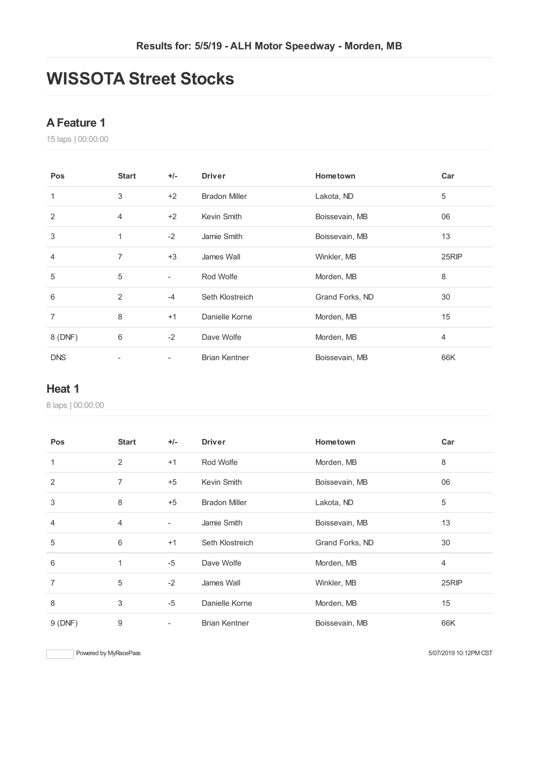Results for: 5/5/19 - ALH Motor Speedway - Morden, MB

# WISSOTA Street Stocks

## A Feature 1

15 laps | 00:00:00

| Pos | Start | +/- | Driver | Hometown | Car |
|---|---|---|---|---|---|
| 1 | 3 | +2 | Bradon Miller | Lakota, ND | 5 |
| 2 | 4 | +2 | Kevin Smith | Boissevain, MB | 06 |
| 3 | 1 | -2 | Jamie Smith | Boissevain, MB | 13 |
| 4 | 7 | +3 | James Wall | Winkler, MB | 25RIP |
| 5 | 5 | - | Rod Wolfe | Morden, MB | 8 |
| 6 | 2 | -4 | Seth Klostreich | Grand Forks, ND | 30 |
| 7 | 8 | +1 | Danielle Korne | Morden, MB | 15 |
| 8 (DNF) | 6 | -2 | Dave Wolfe | Morden, MB | 4 |
| DNS | - | - | Brian Kentner | Boissevain, MB | 66K |

## Heat 1

8 laps | 00:00:00

| Pos | Start | +/- | Driver | Hometown | Car |
|---|---|---|---|---|---|
| 1 | 2 | +1 | Rod Wolfe | Morden, MB | 8 |
| 2 | 7 | +5 | Kevin Smith | Boissevain, MB | 06 |
| 3 | 8 | +5 | Bradon Miller | Lakota, ND | 5 |
| 4 | 4 | - | Jamie Smith | Boissevain, MB | 13 |
| 5 | 6 | +1 | Seth Klostreich | Grand Forks, ND | 30 |
| 6 | 1 | -5 | Dave Wolfe | Morden, MB | 4 |
| 7 | 5 | -2 | James Wall | Winkler, MB | 25RIP |
| 8 | 3 | -5 | Danielle Korne | Morden, MB | 15 |
| 9 (DNF) | 9 | - | Brian Kentner | Boissevain, MB | 66K |

Powered by MyRacePass

5/07/2019 10:12PM CST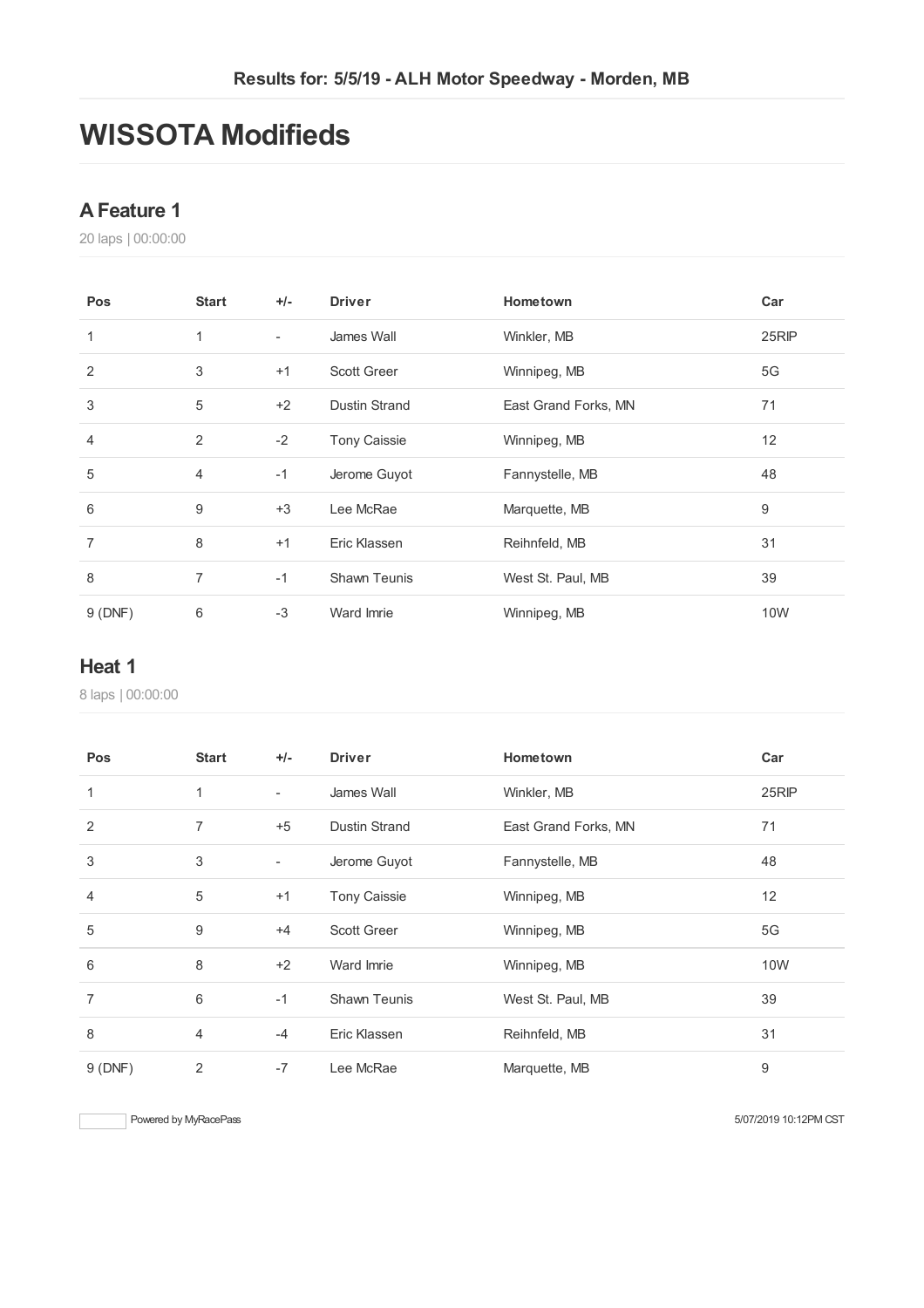Results for: 5/5/19 - ALH Motor Speedway - Morden, MB

# WISSOTA Modifieds

## A Feature 1

20 laps | 00:00:00

| Pos | Start | +/- | Driver | Hometown | Car |
|---|---|---|---|---|---|
| 1 | 1 | - | James Wall | Winkler, MB | 25RIP |
| 2 | 3 | +1 | Scott Greer | Winnipeg, MB | 5G |
| 3 | 5 | +2 | Dustin Strand | East Grand Forks, MN | 71 |
| 4 | 2 | -2 | Tony Caissie | Winnipeg, MB | 12 |
| 5 | 4 | -1 | Jerome Guyot | Fannystelle, MB | 48 |
| 6 | 9 | +3 | Lee McRae | Marquette, MB | 9 |
| 7 | 8 | +1 | Eric Klassen | Reihnfeld, MB | 31 |
| 8 | 7 | -1 | Shawn Teunis | West St. Paul, MB | 39 |
| 9 (DNF) | 6 | -3 | Ward Imrie | Winnipeg, MB | 10W |

## Heat 1

8 laps | 00:00:00

| Pos | Start | +/- | Driver | Hometown | Car |
|---|---|---|---|---|---|
| 1 | 1 | - | James Wall | Winkler, MB | 25RIP |
| 2 | 7 | +5 | Dustin Strand | East Grand Forks, MN | 71 |
| 3 | 3 | - | Jerome Guyot | Fannystelle, MB | 48 |
| 4 | 5 | +1 | Tony Caissie | Winnipeg, MB | 12 |
| 5 | 9 | +4 | Scott Greer | Winnipeg, MB | 5G |
| 6 | 8 | +2 | Ward Imrie | Winnipeg, MB | 10W |
| 7 | 6 | -1 | Shawn Teunis | West St. Paul, MB | 39 |
| 8 | 4 | -4 | Eric Klassen | Reihnfeld, MB | 31 |
| 9 (DNF) | 2 | -7 | Lee McRae | Marquette, MB | 9 |

Powered by MyRacePass

5/07/2019 10:12PM CST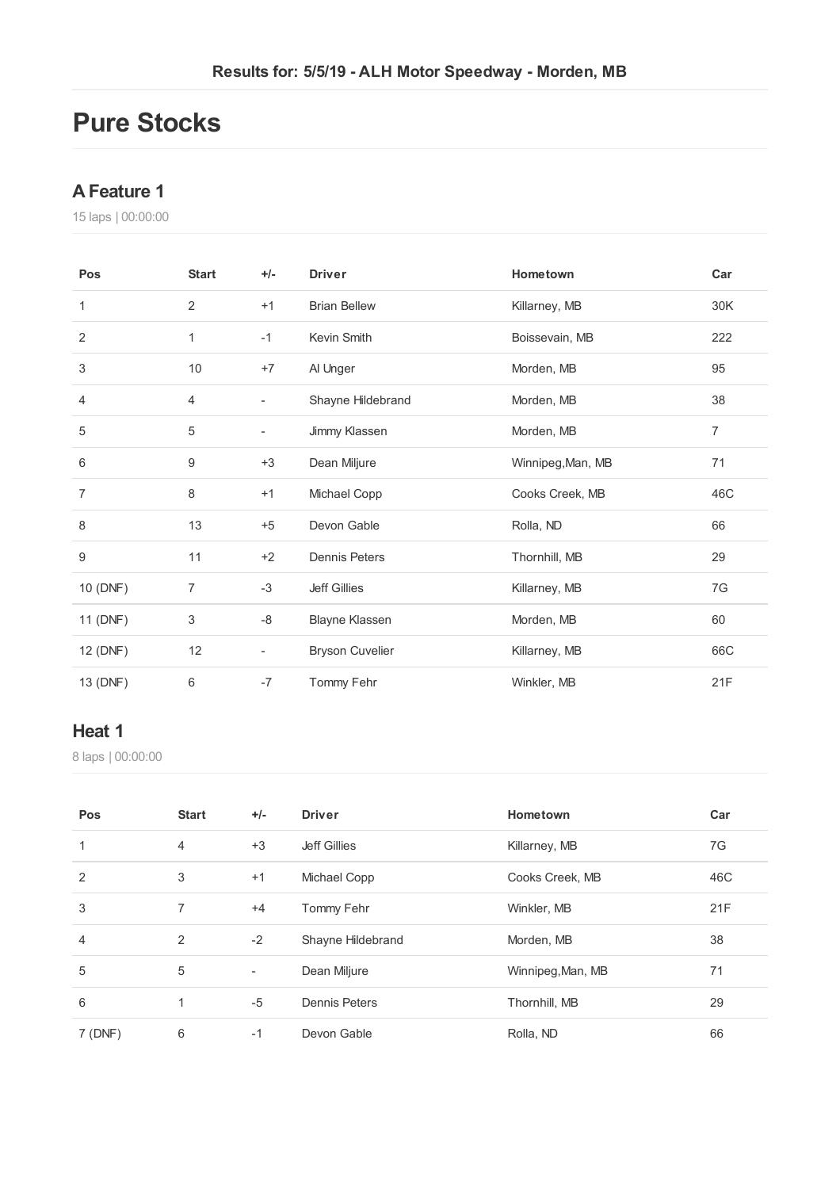Results for: 5/5/19 - ALH Motor Speedway - Morden, MB

# Pure Stocks

## A Feature 1

15 laps | 00:00:00

| Pos | Start | +/- | Driver | Hometown | Car |
|---|---|---|---|---|---|
| 1 | 2 | +1 | Brian Bellew | Killarney, MB | 30K |
| 2 | 1 | -1 | Kevin Smith | Boissevain, MB | 222 |
| 3 | 10 | +7 | Al Unger | Morden, MB | 95 |
| 4 | 4 | - | Shayne Hildebrand | Morden, MB | 38 |
| 5 | 5 | - | Jimmy Klassen | Morden, MB | 7 |
| 6 | 9 | +3 | Dean Miljure | Winnipeg,Man, MB | 71 |
| 7 | 8 | +1 | Michael Copp | Cooks Creek, MB | 46C |
| 8 | 13 | +5 | Devon Gable | Rolla, ND | 66 |
| 9 | 11 | +2 | Dennis Peters | Thornhill, MB | 29 |
| 10 (DNF) | 7 | -3 | Jeff Gillies | Killarney, MB | 7G |
| 11 (DNF) | 3 | -8 | Blayne Klassen | Morden, MB | 60 |
| 12 (DNF) | 12 | - | Bryson Cuvelier | Killarney, MB | 66C |
| 13 (DNF) | 6 | -7 | Tommy Fehr | Winkler, MB | 21F |

## Heat 1

8 laps | 00:00:00

| Pos | Start | +/- | Driver | Hometown | Car |
|---|---|---|---|---|---|
| 1 | 4 | +3 | Jeff Gillies | Killarney, MB | 7G |
| 2 | 3 | +1 | Michael Copp | Cooks Creek, MB | 46C |
| 3 | 7 | +4 | Tommy Fehr | Winkler, MB | 21F |
| 4 | 2 | -2 | Shayne Hildebrand | Morden, MB | 38 |
| 5 | 5 | - | Dean Miljure | Winnipeg,Man, MB | 71 |
| 6 | 1 | -5 | Dennis Peters | Thornhill, MB | 29 |
| 7 (DNF) | 6 | -1 | Devon Gable | Rolla, ND | 66 |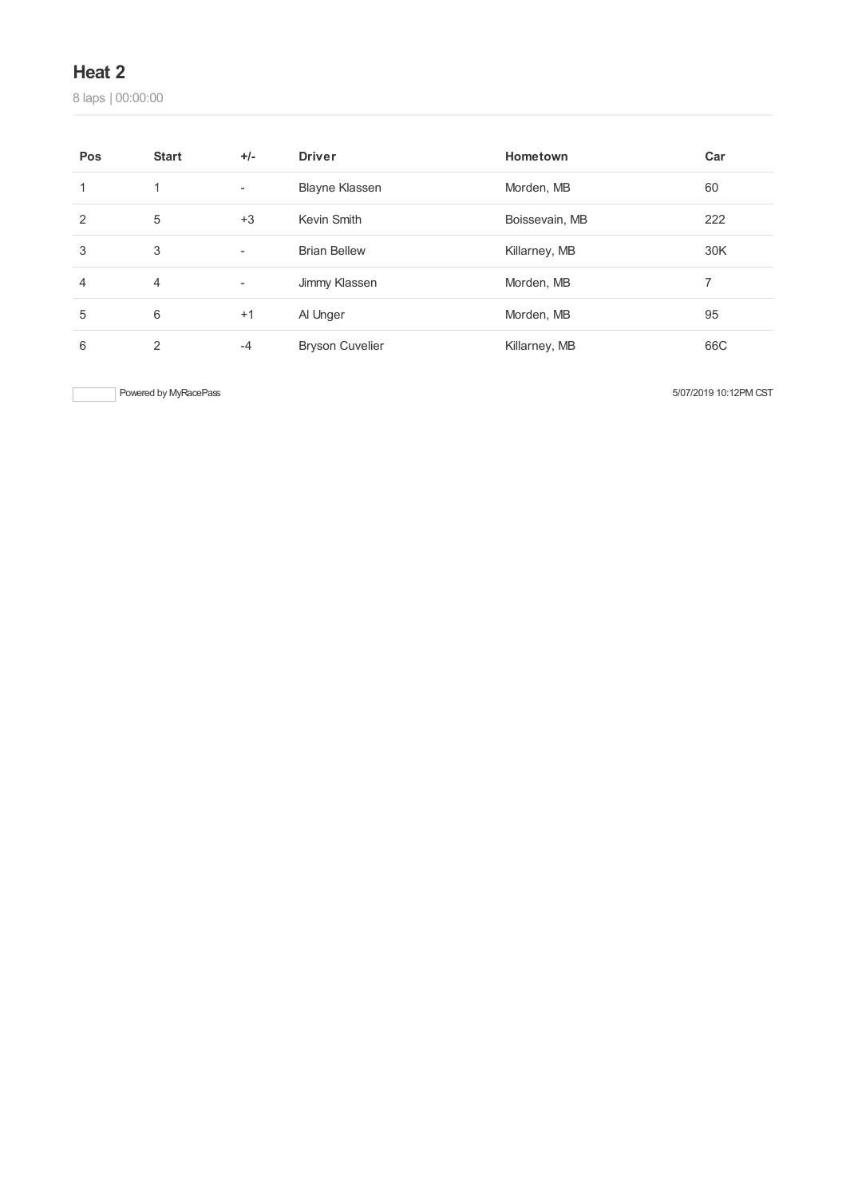## Heat 2

8 laps | 00:00:00

| Pos | Start | +/- | Driver | Hometown | Car |
|---|---|---|---|---|---|
| 1 | 1 | - | Blayne Klassen | Morden, MB | 60 |
| 2 | 5 | +3 | Kevin Smith | Boissevain, MB | 222 |
| 3 | 3 | - | Brian Bellew | Killarney, MB | 30K |
| 4 | 4 | - | Jimmy Klassen | Morden, MB | 7 |
| 5 | 6 | +1 | Al Unger | Morden, MB | 95 |
| 6 | 2 | -4 | Bryson Cuvelier | Killarney, MB | 66C |

Powered by MyRacePass

5/07/2019 10:12PM CST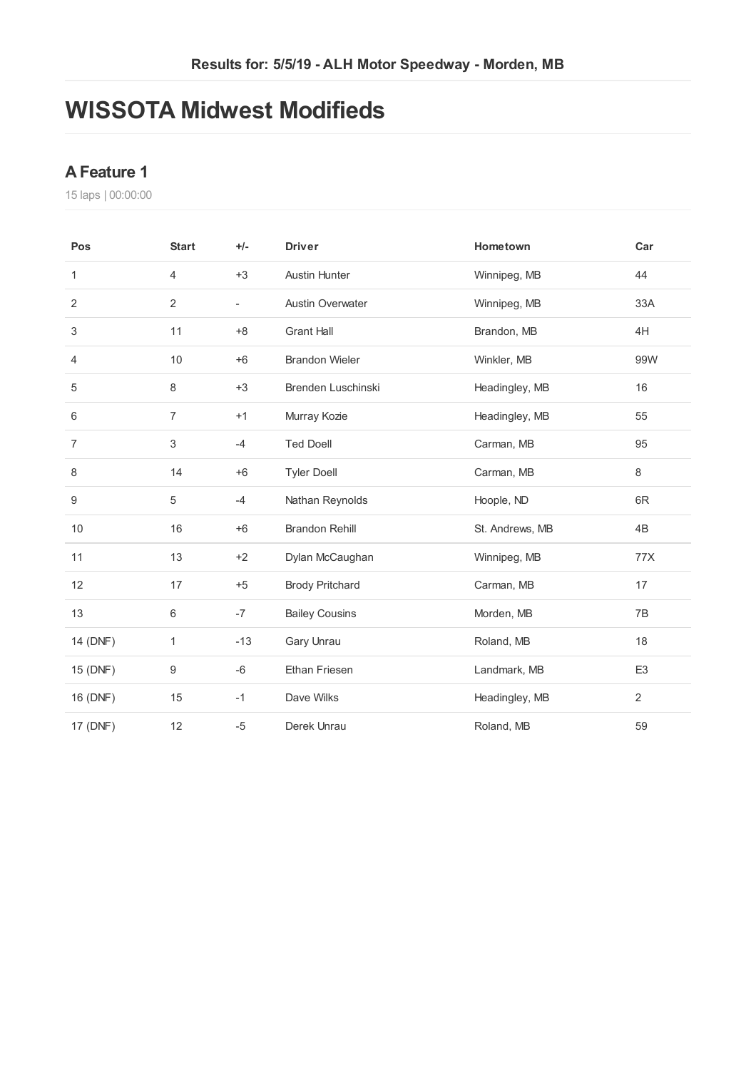Results for: 5/5/19 - ALH Motor Speedway - Morden, MB

# WISSOTA Midwest Modifieds

## A Feature 1

15 laps | 00:00:00

| Pos | Start | +/- | Driver | Hometown | Car |
| --- | --- | --- | --- | --- | --- |
| 1 | 4 | +3 | Austin Hunter | Winnipeg, MB | 44 |
| 2 | 2 | - | Austin Overwater | Winnipeg, MB | 33A |
| 3 | 11 | +8 | Grant Hall | Brandon, MB | 4H |
| 4 | 10 | +6 | Brandon Wieler | Winkler, MB | 99W |
| 5 | 8 | +3 | Brenden Luschinski | Headingley, MB | 16 |
| 6 | 7 | +1 | Murray Kozie | Headingley, MB | 55 |
| 7 | 3 | -4 | Ted Doell | Carman, MB | 95 |
| 8 | 14 | +6 | Tyler Doell | Carman, MB | 8 |
| 9 | 5 | -4 | Nathan Reynolds | Hoople, ND | 6R |
| 10 | 16 | +6 | Brandon Rehill | St. Andrews, MB | 4B |
| 11 | 13 | +2 | Dylan McCaughan | Winnipeg, MB | 77X |
| 12 | 17 | +5 | Brody Pritchard | Carman, MB | 17 |
| 13 | 6 | -7 | Bailey Cousins | Morden, MB | 7B |
| 14 (DNF) | 1 | -13 | Gary Unrau | Roland, MB | 18 |
| 15 (DNF) | 9 | -6 | Ethan Friesen | Landmark, MB | E3 |
| 16 (DNF) | 15 | -1 | Dave Wilks | Headingley, MB | 2 |
| 17 (DNF) | 12 | -5 | Derek Unrau | Roland, MB | 59 |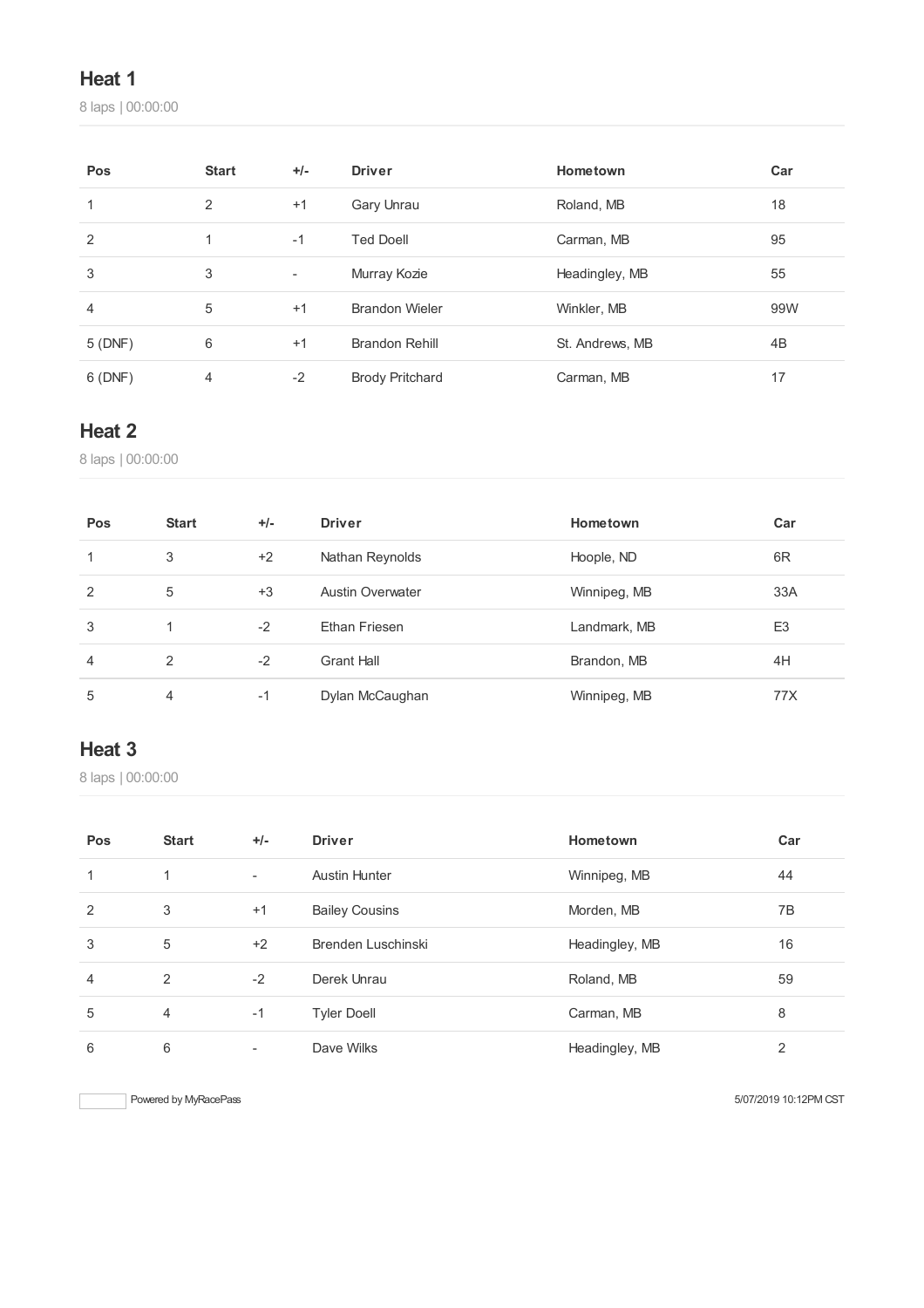## Heat 1

8 laps | 00:00:00

| Pos | Start | +/- | Driver | Hometown | Car |
|---|---|---|---|---|---|
| 1 | 2 | +1 | Gary Unrau | Roland, MB | 18 |
| 2 | 1 | -1 | Ted Doell | Carman, MB | 95 |
| 3 | 3 | - | Murray Kozie | Headingley, MB | 55 |
| 4 | 5 | +1 | Brandon Wieler | Winkler, MB | 99W |
| 5 (DNF) | 6 | +1 | Brandon Rehill | St. Andrews, MB | 4B |
| 6 (DNF) | 4 | -2 | Brody Pritchard | Carman, MB | 17 |

## Heat 2

8 laps | 00:00:00

| Pos | Start | +/- | Driver | Hometown | Car |
|---|---|---|---|---|---|
| 1 | 3 | +2 | Nathan Reynolds | Hoople, ND | 6R |
| 2 | 5 | +3 | Austin Overwater | Winnipeg, MB | 33A |
| 3 | 1 | -2 | Ethan Friesen | Landmark, MB | E3 |
| 4 | 2 | -2 | Grant Hall | Brandon, MB | 4H |
| 5 | 4 | -1 | Dylan McCaughan | Winnipeg, MB | 77X |

## Heat 3

8 laps | 00:00:00

| Pos | Start | +/- | Driver | Hometown | Car |
|---|---|---|---|---|---|
| 1 | 1 | - | Austin Hunter | Winnipeg, MB | 44 |
| 2 | 3 | +1 | Bailey Cousins | Morden, MB | 7B |
| 3 | 5 | +2 | Brenden Luschinski | Headingley, MB | 16 |
| 4 | 2 | -2 | Derek Unrau | Roland, MB | 59 |
| 5 | 4 | -1 | Tyler Doell | Carman, MB | 8 |
| 6 | 6 | - | Dave Wilks | Headingley, MB | 2 |

Powered by MyRacePass

5/07/2019 10:12PM CST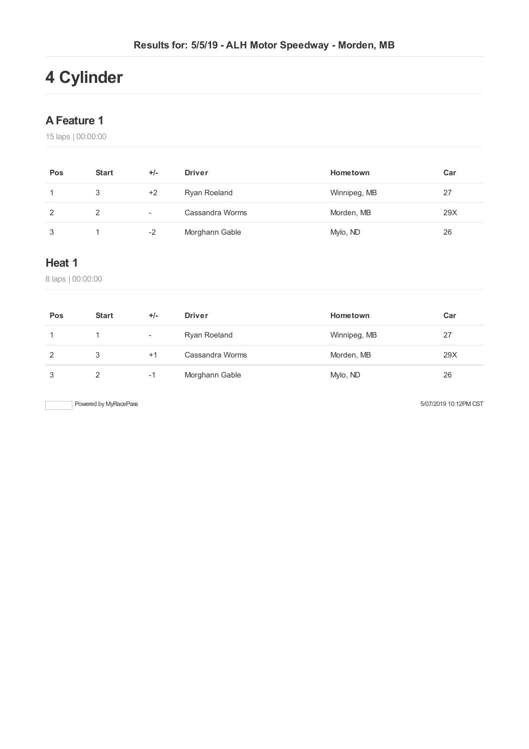Results for: 5/5/19 - ALH Motor Speedway - Morden, MB

# 4 Cylinder

## A Feature 1

15 laps | 00:00:00

| Pos | Start | +/- | Driver | Hometown | Car |
|---|---|---|---|---|---|
| 1 | 3 | +2 | Ryan Roeland | Winnipeg, MB | 27 |
| 2 | 2 | - | Cassandra Worms | Morden, MB | 29X |
| 3 | 1 | -2 | Morghann Gable | Mylo, ND | 26 |

## Heat 1

8 laps | 00:00:00

| Pos | Start | +/- | Driver | Hometown | Car |
|---|---|---|---|---|---|
| 1 | 1 | - | Ryan Roeland | Winnipeg, MB | 27 |
| 2 | 3 | +1 | Cassandra Worms | Morden, MB | 29X |
| 3 | 2 | -1 | Morghann Gable | Mylo, ND | 26 |

Powered by MyRacePass

5/07/2019 10:12PM CST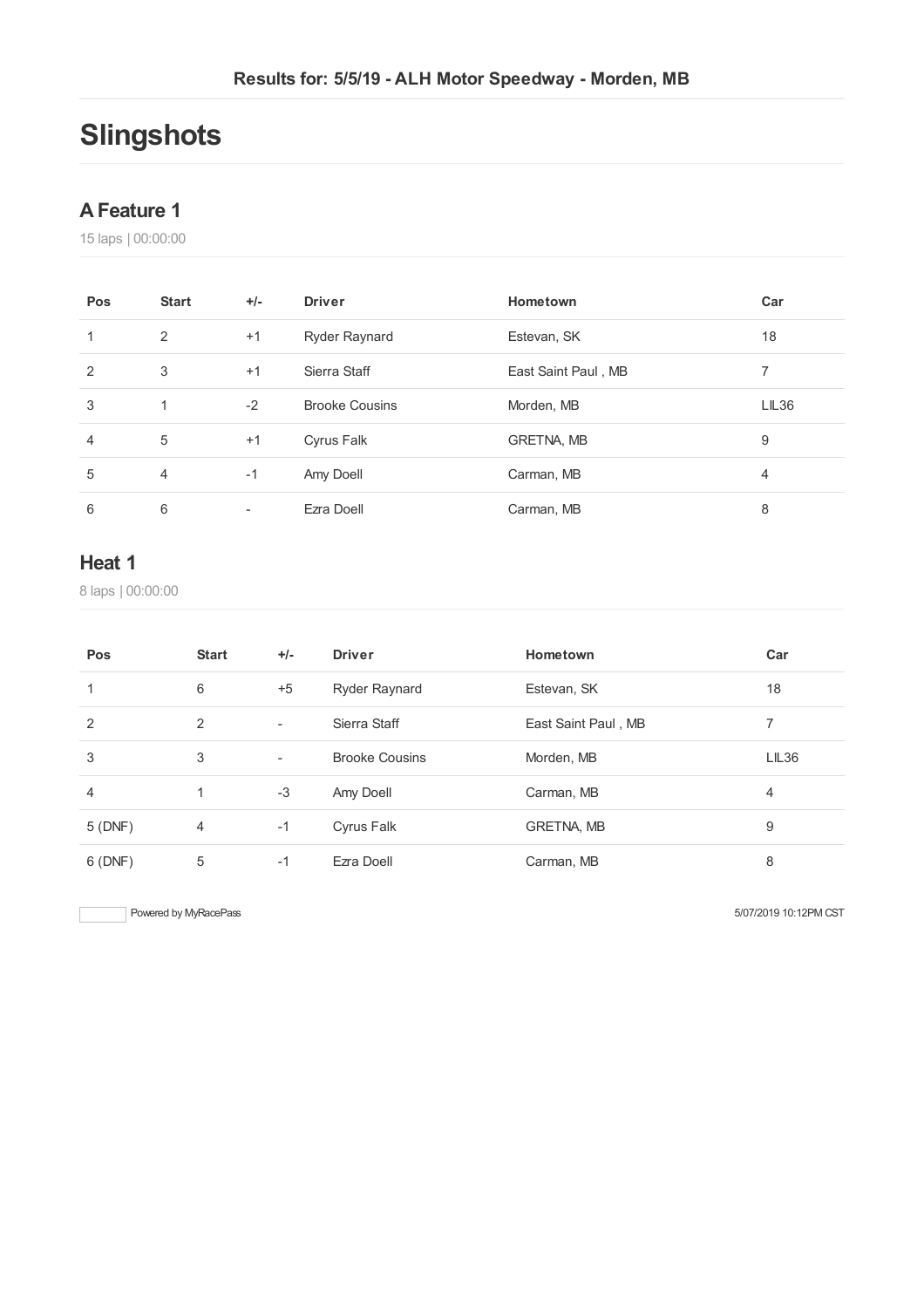**Results for: 5/5/19 - ALH Motor Speedway - Morden, MB**

# Slingshots

## A Feature 1

15 laps | 00:00:00

| Pos | Start | +/- | Driver | Hometown | Car |
|---|---|---|---|---|---|
| 1 | 2 | +1 | Ryder Raynard | Estevan, SK | 18 |
| 2 | 3 | +1 | Sierra Staff | East Saint Paul , MB | 7 |
| 3 | 1 | -2 | Brooke Cousins | Morden, MB | LIL36 |
| 4 | 5 | +1 | Cyrus Falk | GRETNA, MB | 9 |
| 5 | 4 | -1 | Amy Doell | Carman, MB | 4 |
| 6 | 6 | - | Ezra Doell | Carman, MB | 8 |

## Heat 1

8 laps | 00:00:00

| Pos | Start | +/- | Driver | Hometown | Car |
|---|---|---|---|---|---|
| 1 | 6 | +5 | Ryder Raynard | Estevan, SK | 18 |
| 2 | 2 | - | Sierra Staff | East Saint Paul , MB | 7 |
| 3 | 3 | - | Brooke Cousins | Morden, MB | LIL36 |
| 4 | 1 | -3 | Amy Doell | Carman, MB | 4 |
| 5 (DNF) | 4 | -1 | Cyrus Falk | GRETNA, MB | 9 |
| 6 (DNF) | 5 | -1 | Ezra Doell | Carman, MB | 8 |

Powered by MyRacePass

5/07/2019 10:12PM CST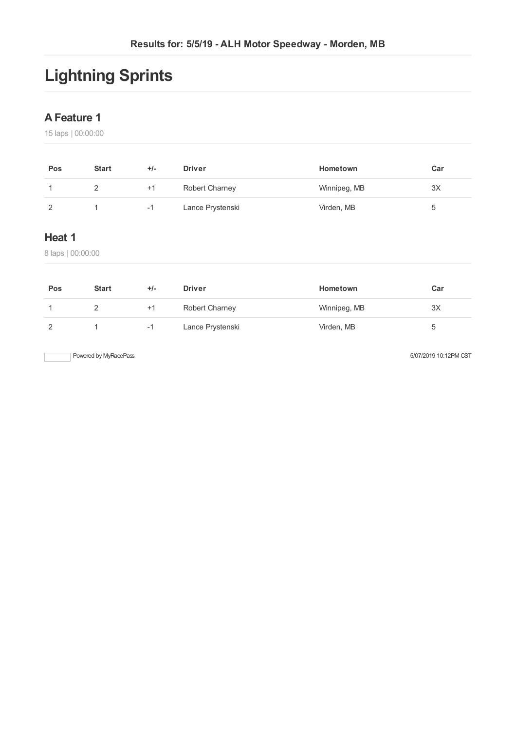Results for: 5/5/19 - ALH Motor Speedway - Morden, MB

# Lightning Sprints

## A Feature 1

15 laps | 00:00:00

| Pos | Start | +/- | Driver | Hometown | Car |
|---|---|---|---|---|---|
| 1 | 2 | +1 | Robert Charney | Winnipeg, MB | 3X |
| 2 | 1 | -1 | Lance Prystenski | Virden, MB | 5 |

## Heat 1

8 laps | 00:00:00

| Pos | Start | +/- | Driver | Hometown | Car |
|---|---|---|---|---|---|
| 1 | 2 | +1 | Robert Charney | Winnipeg, MB | 3X |
| 2 | 1 | -1 | Lance Prystenski | Virden, MB | 5 |

Powered by MyRacePass

5/07/2019 10:12PM CST